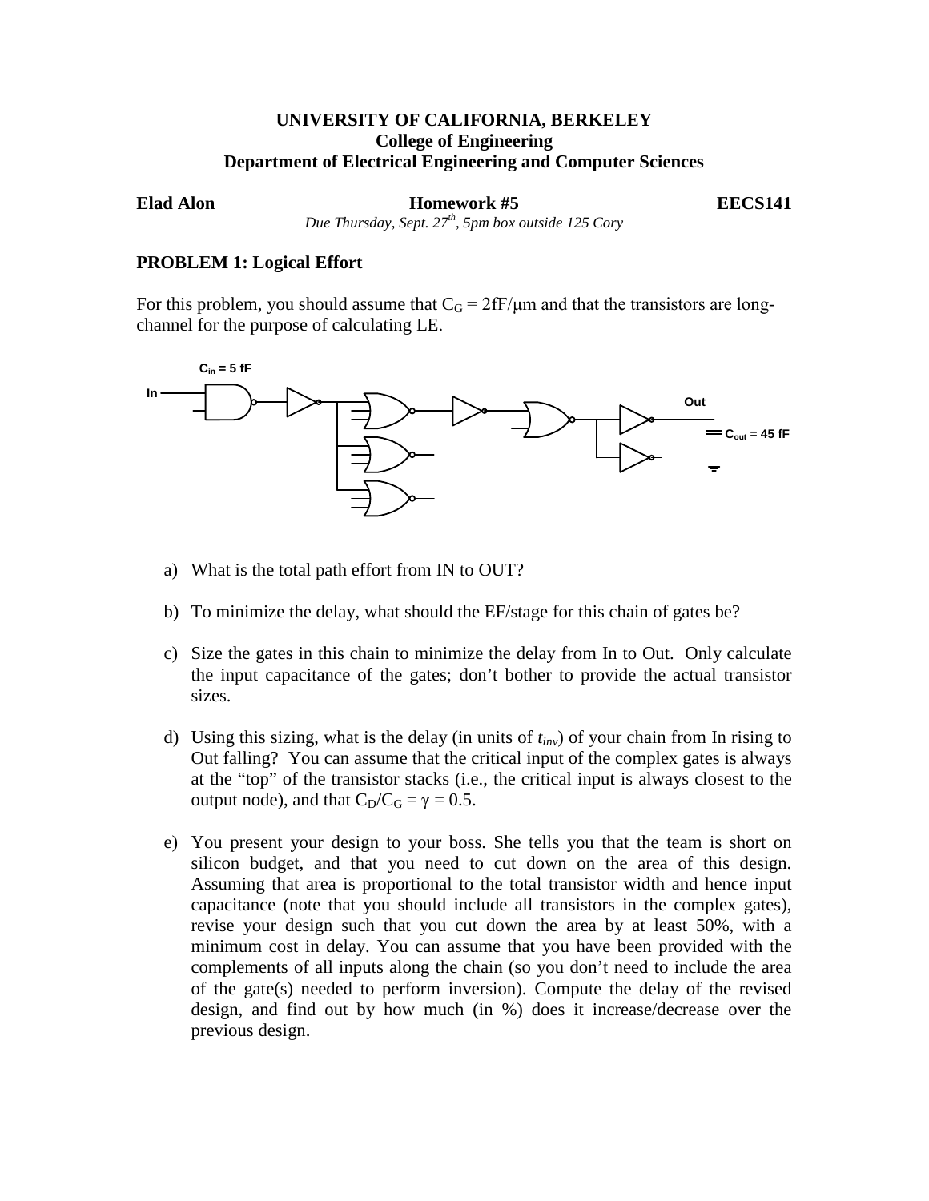**UNIVERSITY OF CALIFORNIA, BERKELEY**
**College of Engineering**
**Department of Electrical Engineering and Computer Sciences**

**Elad Alon** **Homework #5** **EECS141**

*Due Thursday, Sept. 27th, 5pm box outside 125 Cory*

## PROBLEM 1: Logical Effort

For this problem, you should assume that $C_G = 2fF/\mu m$ and that the transistors are long-channel for the purpose of calculating LE.

$C_{in}$ = 5 fF

In

Out

$C_{out}$ = 45 fF

a) What is the total path effort from IN to OUT?

b) To minimize the delay, what should the EF/stage for this chain of gates be?

c) Size the gates in this chain to minimize the delay from In to Out. Only calculate the input capacitance of the gates; don't bother to provide the actual transistor sizes.

d) Using this sizing, what is the delay (in units of $t_{inv}$) of your chain from In rising to Out falling? You can assume that the critical input of the complex gates is always at the "top" of the transistor stacks (i.e., the critical input is always closest to the output node), and that $C_D/C_G = \gamma = 0.5$.

e) You present your design to your boss. She tells you that the team is short on silicon budget, and that you need to cut down on the area of this design. Assuming that area is proportional to the total transistor width and hence input capacitance (note that you should include all transistors in the complex gates), revise your design such that you cut down the area by at least 50%, with a minimum cost in delay. You can assume that you have been provided with the complements of all inputs along the chain (so you don't need to include the area of the gate(s) needed to perform inversion). Compute the delay of the revised design, and find out by how much (in %) does it increase/decrease over the previous design.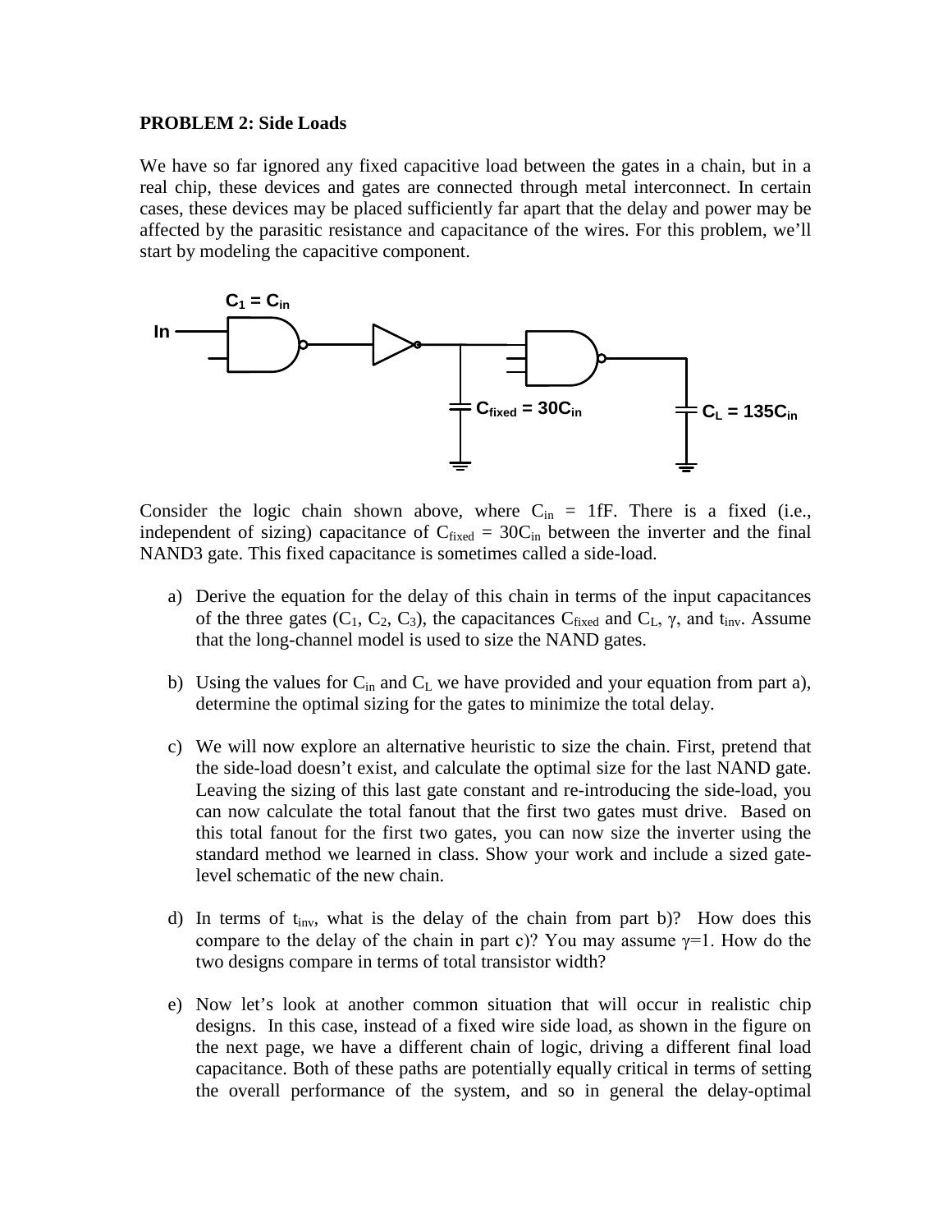**PROBLEM 2: Side Loads**

We have so far ignored any fixed capacitive load between the gates in a chain, but in a real chip, these devices and gates are connected through metal interconnect. In certain cases, these devices may be placed sufficiently far apart that the delay and power may be affected by the parasitic resistance and capacitance of the wires. For this problem, we'll start by modeling the capacitive component.

Consider the logic chain shown above, where $C_{in}$ = 1fF. There is a fixed (i.e., independent of sizing) capacitance of $C_{fixed} = 30C_{in}$ between the inverter and the final NAND3 gate. This fixed capacitance is sometimes called a side-load.

a) Derive the equation for the delay of this chain in terms of the input capacitances of the three gates ($C_1$, $C_2$, $C_3$), the capacitances $C_{fixed}$ and $C_L$, $\gamma$, and $t_{inv}$. Assume that the long-channel model is used to size the NAND gates.

b) Using the values for $C_{in}$ and $C_L$ we have provided and your equation from part a), determine the optimal sizing for the gates to minimize the total delay.

c) We will now explore an alternative heuristic to size the chain. First, pretend that the side-load doesn't exist, and calculate the optimal size for the last NAND gate. Leaving the sizing of this last gate constant and re-introducing the side-load, you can now calculate the total fanout that the first two gates must drive. Based on this total fanout for the first two gates, you can now size the inverter using the standard method we learned in class. Show your work and include a sized gate-level schematic of the new chain.

d) In terms of $t_{inv}$, what is the delay of the chain from part b)? How does this compare to the delay of the chain in part c)? You may assume $\gamma$=1. How do the two designs compare in terms of total transistor width?

e) Now let's look at another common situation that will occur in realistic chip designs. In this case, instead of a fixed wire side load, as shown in the figure on the next page, we have a different chain of logic, driving a different final load capacitance. Both of these paths are potentially equally critical in terms of setting the overall performance of the system, and so in general the delay-optimal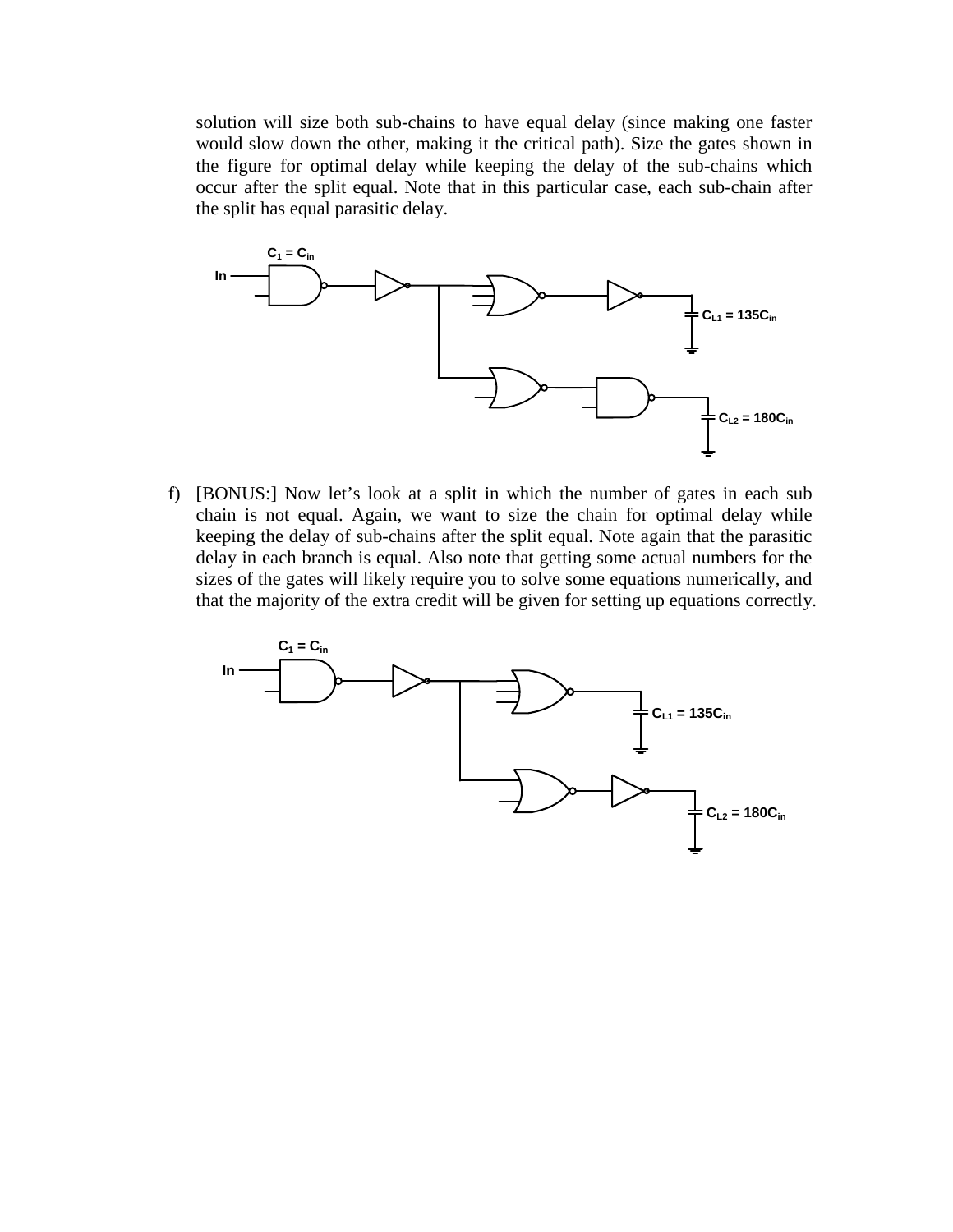solution will size both sub-chains to have equal delay (since making one faster would slow down the other, making it the critical path). Size the gates shown in the figure for optimal delay while keeping the delay of the sub-chains which occur after the split equal. Note that in this particular case, each sub-chain after the split has equal parasitic delay.

$C_1 = C_{in}$

In

$C_{L1} = 135C_{in}$

$C_{L2} = 180C_{in}$

f) [BONUS:] Now let's look at a split in which the number of gates in each sub chain is not equal. Again, we want to size the chain for optimal delay while keeping the delay of sub-chains after the split equal. Note again that the parasitic delay in each branch is equal. Also note that getting some actual numbers for the sizes of the gates will likely require you to solve some equations numerically, and that the majority of the extra credit will be given for setting up equations correctly.

$C_1 = C_{in}$

In

$C_{L1} = 135C_{in}$

$C_{L2} = 180C_{in}$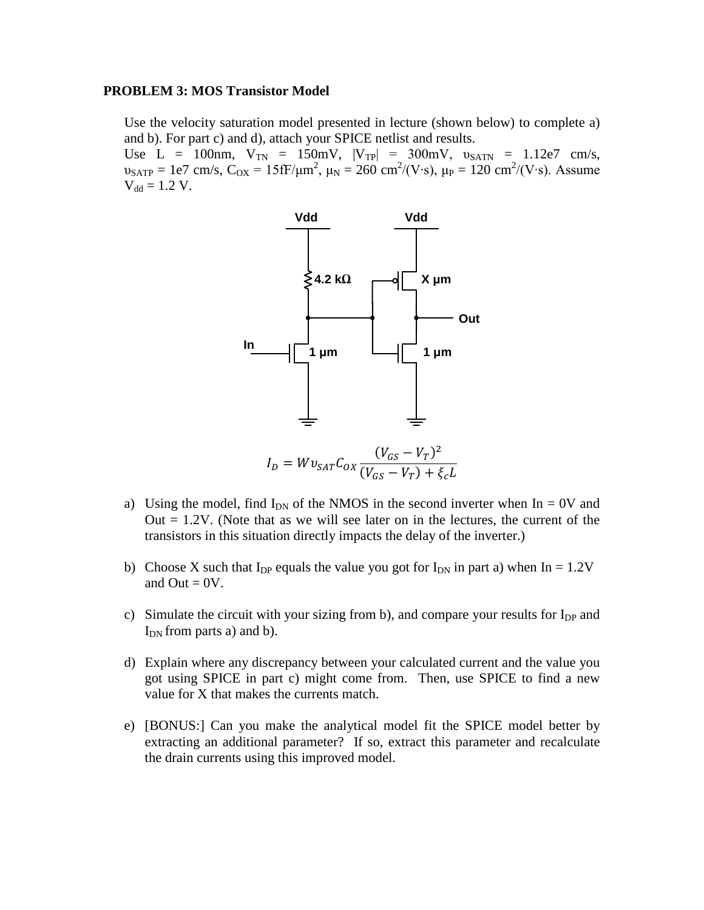**PROBLEM 3: MOS Transistor Model**

Use the velocity saturation model presented in lecture (shown below) to complete a) and b). For part c) and d), attach your SPICE netlist and results.
Use $L$ = 100nm, $V_{TN}$ = 150mV, $|V_{TP}|$ = 300mV, $\upsilon_{SATN}$ = 1.12e7 cm/s, $\upsilon_{SATP}$ = 1e7 cm/s, $C_{OX}$ = 15fF/μm$^2$, $\mu_N$ = 260 cm$^2$/(V·s), $\mu_P$ = 120 cm$^2$/(V·s). Assume $V_{dd}$ = 1.2 V.

Vdd

Vdd

4.2 kΩ

X μm

Out

In

1 μm

1 μm

$$I_D = W\upsilon_{SAT}C_{OX}\frac{(V_{GS}-V_T)^2}{(V_{GS}-V_T)+\xi_c L}$$

a) Using the model, find $I_{DN}$ of the NMOS in the second inverter when In = 0V and Out = 1.2V. (Note that as we will see later on in the lectures, the current of the transistors in this situation directly impacts the delay of the inverter.)

b) Choose X such that $I_{DP}$ equals the value you got for $I_{DN}$ in part a) when In = 1.2V and Out = 0V.

c) Simulate the circuit with your sizing from b), and compare your results for $I_{DP}$ and $I_{DN}$ from parts a) and b).

d) Explain where any discrepancy between your calculated current and the value you got using SPICE in part c) might come from. Then, use SPICE to find a new value for X that makes the currents match.

e) [BONUS:] Can you make the analytical model fit the SPICE model better by extracting an additional parameter? If so, extract this parameter and recalculate the drain currents using this improved model.